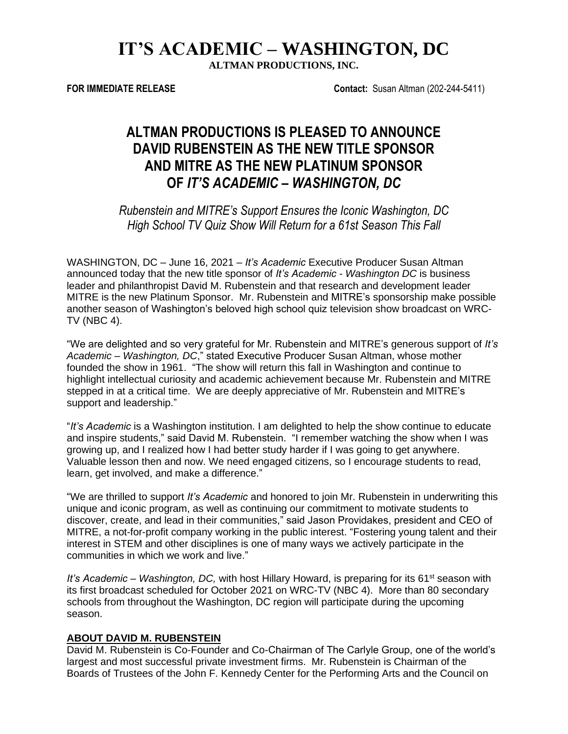# IT'S ACADEMIC – WASHINGTON, DC

**ALTMAN PRODUCTIONS, INC.**

**FOR IMMEDIATE RELEASE** **Contact:** Susan Altman (202-244-5411)

## ALTMAN PRODUCTIONS IS PLEASED TO ANNOUNCE DAVID RUBENSTEIN AS THE NEW TITLE SPONSOR AND MITRE AS THE NEW PLATINUM SPONSOR OF *IT'S ACADEMIC – WASHINGTON, DC*

*Rubenstein and MITRE's Support Ensures the Iconic Washington, DC High School TV Quiz Show Will Return for a 61st Season This Fall*

WASHINGTON, DC – June 16, 2021 – *It's Academic* Executive Producer Susan Altman announced today that the new title sponsor of *It's Academic - Washington DC* is business leader and philanthropist David M. Rubenstein and that research and development leader MITRE is the new Platinum Sponsor. Mr. Rubenstein and MITRE's sponsorship make possible another season of Washington's beloved high school quiz television show broadcast on WRC-TV (NBC 4).

"We are delighted and so very grateful for Mr. Rubenstein and MITRE's generous support of *It's Academic – Washington, DC*," stated Executive Producer Susan Altman, whose mother founded the show in 1961. "The show will return this fall in Washington and continue to highlight intellectual curiosity and academic achievement because Mr. Rubenstein and MITRE stepped in at a critical time. We are deeply appreciative of Mr. Rubenstein and MITRE's support and leadership."

"*It's Academic* is a Washington institution. I am delighted to help the show continue to educate and inspire students," said David M. Rubenstein. "I remember watching the show when I was growing up, and I realized how I had better study harder if I was going to get anywhere. Valuable lesson then and now. We need engaged citizens, so I encourage students to read, learn, get involved, and make a difference."

"We are thrilled to support *It's Academic* and honored to join Mr. Rubenstein in underwriting this unique and iconic program, as well as continuing our commitment to motivate students to discover, create, and lead in their communities," said Jason Providakes, president and CEO of MITRE, a not-for-profit company working in the public interest. "Fostering young talent and their interest in STEM and other disciplines is one of many ways we actively participate in the communities in which we work and live."

*It's Academic – Washington, DC,* with host Hillary Howard, is preparing for its 61st season with its first broadcast scheduled for October 2021 on WRC-TV (NBC 4). More than 80 secondary schools from throughout the Washington, DC region will participate during the upcoming season.

**ABOUT DAVID M. RUBENSTEIN**

David M. Rubenstein is Co-Founder and Co-Chairman of The Carlyle Group, one of the world's largest and most successful private investment firms. Mr. Rubenstein is Chairman of the Boards of Trustees of the John F. Kennedy Center for the Performing Arts and the Council on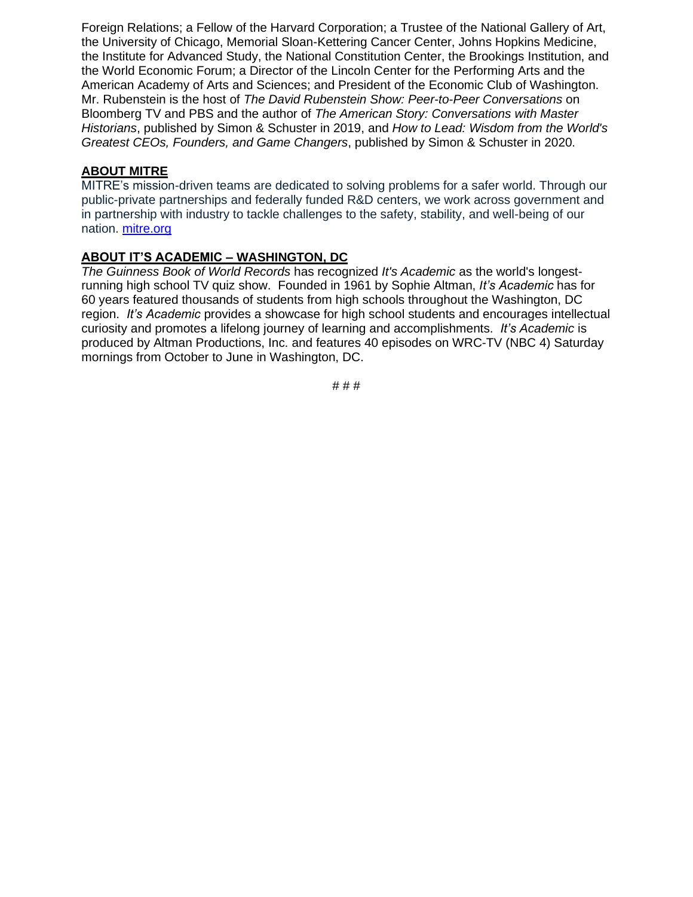Foreign Relations; a Fellow of the Harvard Corporation; a Trustee of the National Gallery of Art, the University of Chicago, Memorial Sloan-Kettering Cancer Center, Johns Hopkins Medicine, the Institute for Advanced Study, the National Constitution Center, the Brookings Institution, and the World Economic Forum; a Director of the Lincoln Center for the Performing Arts and the American Academy of Arts and Sciences; and President of the Economic Club of Washington. Mr. Rubenstein is the host of *The David Rubenstein Show: Peer-to-Peer Conversations* on Bloomberg TV and PBS and the author of *The American Story: Conversations with Master Historians*, published by Simon & Schuster in 2019, and *How to Lead: Wisdom from the World's Greatest CEOs, Founders, and Game Changers*, published by Simon & Schuster in 2020.

**ABOUT MITRE**

MITRE's mission-driven teams are dedicated to solving problems for a safer world. Through our public-private partnerships and federally funded R&D centers, we work across government and in partnership with industry to tackle challenges to the safety, stability, and well-being of our nation. [mitre.org](mitre.org)

**ABOUT IT'S ACADEMIC – WASHINGTON, DC**

*The Guinness Book of World Records* has recognized *It's Academic* as the world's longest-running high school TV quiz show. Founded in 1961 by Sophie Altman, *It's Academic* has for 60 years featured thousands of students from high schools throughout the Washington, DC region. *It's Academic* provides a showcase for high school students and encourages intellectual curiosity and promotes a lifelong journey of learning and accomplishments. *It's Academic* is produced by Altman Productions, Inc. and features 40 episodes on WRC-TV (NBC 4) Saturday mornings from October to June in Washington, DC.

# # #